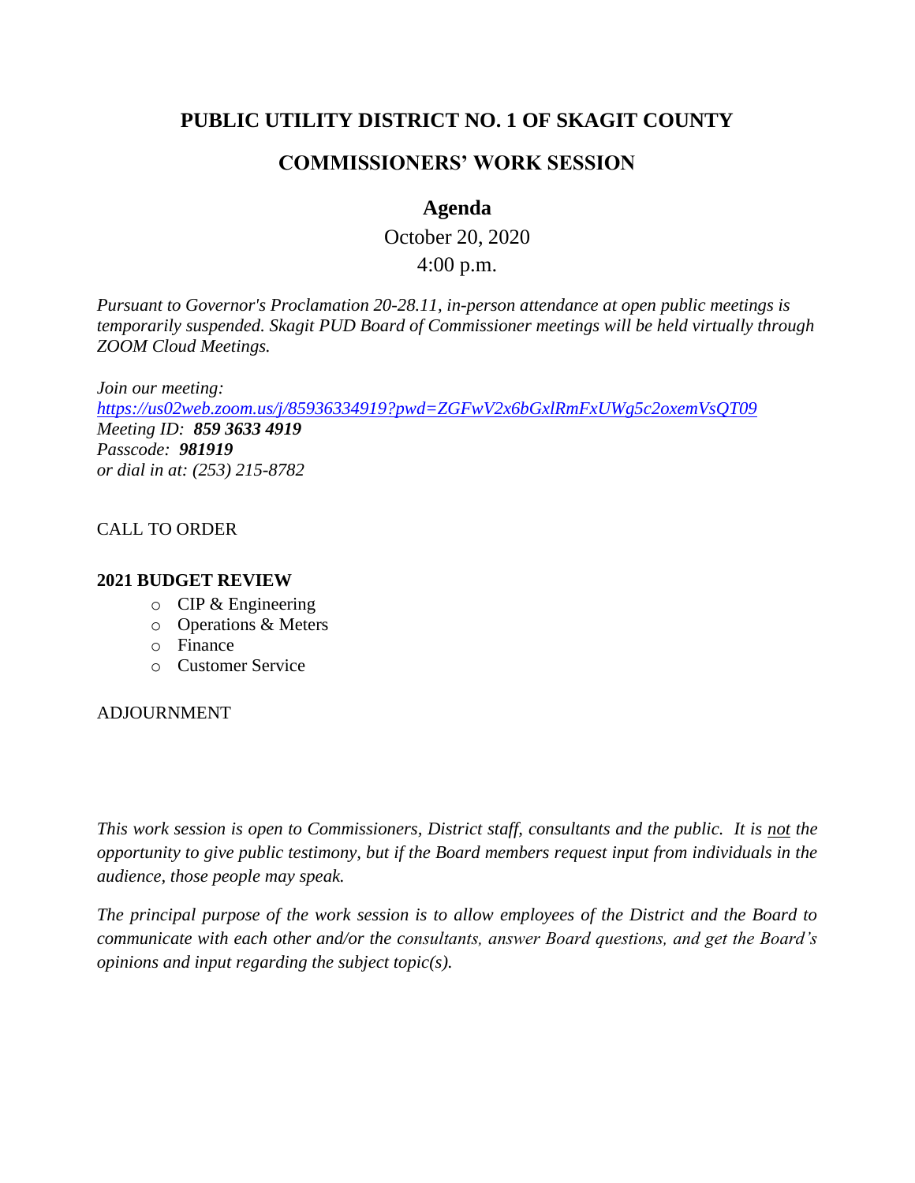# PUBLIC UTILITY DISTRICT NO. 1 OF SKAGIT COUNTY

## COMMISSIONERS' WORK SESSION

### Agenda

October 20, 2020

4:00 p.m.

*Pursuant to Governor's Proclamation 20-28.11, in-person attendance at open public meetings is temporarily suspended. Skagit PUD Board of Commissioner meetings will be held virtually through ZOOM Cloud Meetings.*

*Join our meeting:*
*https://us02web.zoom.us/j/85936334919?pwd=ZGFwV2x6bGxlRmFxUWg5c2oxemVsQT09*
*Meeting ID:* ***859 3633 4919***
*Passcode:* ***981919***
*or dial in at: (253) 215-8782*

CALL TO ORDER

**2021 BUDGET REVIEW**

- CIP & Engineering
- Operations & Meters
- Finance
- Customer Service

ADJOURNMENT

*This work session is open to Commissioners, District staff, consultants and the public. It is not the opportunity to give public testimony, but if the Board members request input from individuals in the audience, those people may speak.*

*The principal purpose of the work session is to allow employees of the District and the Board to communicate with each other and/or the consultants, answer Board questions, and get the Board's opinions and input regarding the subject topic(s).*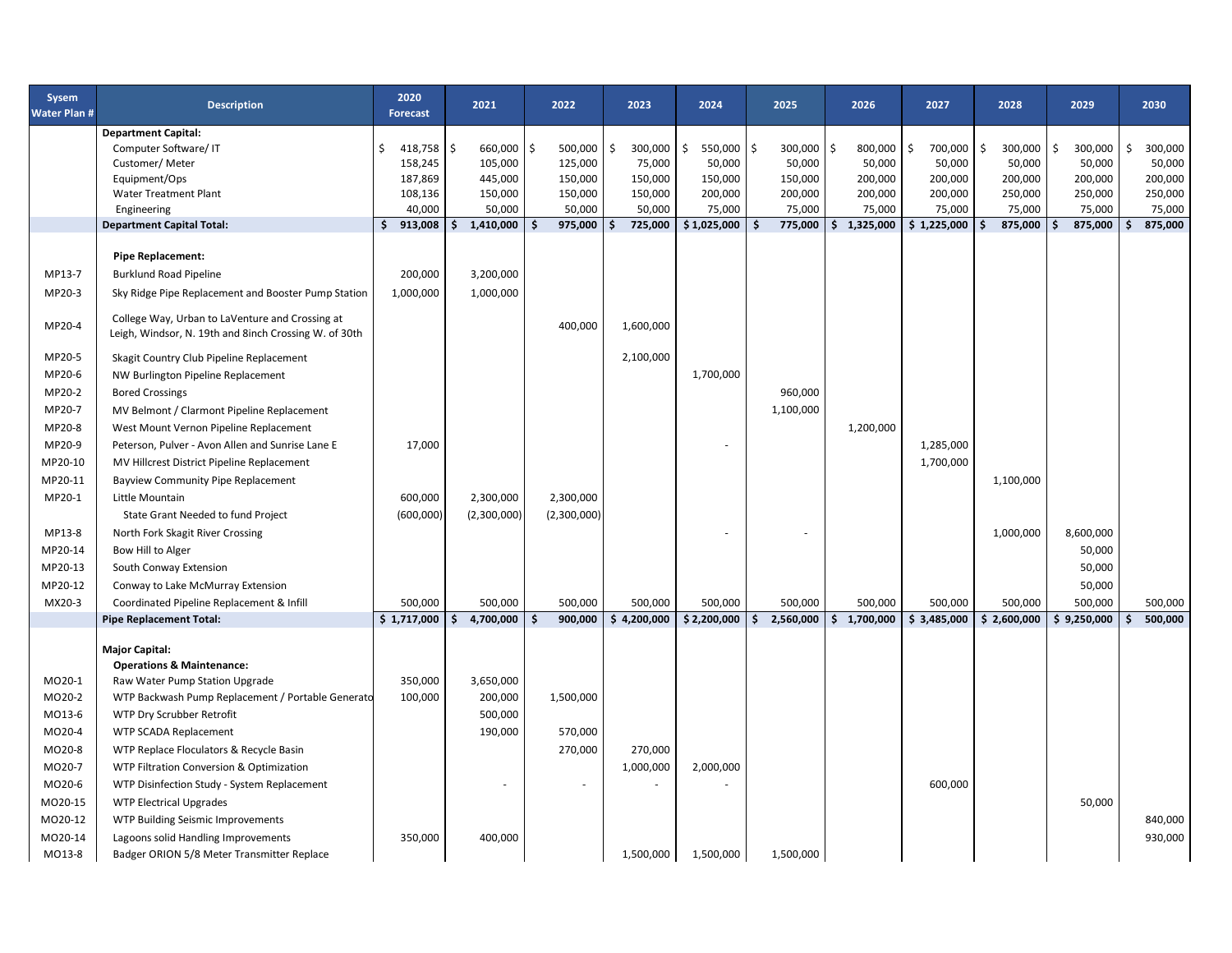| Sysem Water Plan # | Description | 2020 Forecast | 2021 | 2022 | 2023 | 2024 | 2025 | 2026 | 2027 | 2028 | 2029 | 2030 |
|---|---|---|---|---|---|---|---|---|---|---|---|---|
| | **Department Capital:** | | | | | | | | | | | |
| | Computer Software/ IT | $ 418,758 | $ 660,000 | $ 500,000 | $ 300,000 | $ 550,000 | $ 300,000 | $ 800,000 | $ 700,000 | $ 300,000 | $ 300,000 | $ 300,000 |
| | Customer/ Meter | 158,245 | 105,000 | 125,000 | 75,000 | 50,000 | 50,000 | 50,000 | 50,000 | 50,000 | 50,000 | 50,000 |
| | Equipment/Ops | 187,869 | 445,000 | 150,000 | 150,000 | 150,000 | 150,000 | 200,000 | 200,000 | 200,000 | 200,000 | 200,000 |
| | Water Treatment Plant | 108,136 | 150,000 | 150,000 | 150,000 | 200,000 | 200,000 | 200,000 | 200,000 | 250,000 | 250,000 | 250,000 |
| | Engineering | 40,000 | 50,000 | 50,000 | 50,000 | 75,000 | 75,000 | 75,000 | 75,000 | 75,000 | 75,000 | 75,000 |
| | **Department Capital Total:** | **$ 913,008** | **$ 1,410,000** | **$ 975,000** | **$ 725,000** | **$ 1,025,000** | **$ 775,000** | **$ 1,325,000** | **$ 1,225,000** | **$ 875,000** | **$ 875,000** | **$ 875,000** |
| | **Pipe Replacement:** | | | | | | | | | | | |
| MP13-7 | Burklund Road Pipeline | 200,000 | 3,200,000 | | | | | | | | | |
| MP20-3 | Sky Ridge Pipe Replacement and Booster Pump Station | 1,000,000 | 1,000,000 | | | | | | | | | |
| MP20-4 | College Way, Urban to LaVenture and Crossing at Leigh, Windsor, N. 19th and 8inch Crossing W. of 30th | | | 400,000 | 1,600,000 | | | | | | | |
| MP20-5 | Skagit Country Club Pipeline Replacement | | | | 2,100,000 | | | | | | | |
| MP20-6 | NW Burlington Pipeline Replacement | | | | | 1,700,000 | | | | | | |
| MP20-2 | Bored Crossings | | | | | | 960,000 | | | | | |
| MP20-7 | MV Belmont / Clarmont Pipeline Replacement | | | | | | 1,100,000 | | | | | |
| MP20-8 | West Mount Vernon Pipeline Replacement | | | | | | | 1,200,000 | | | | |
| MP20-9 | Peterson, Pulver - Avon Allen and Sunrise Lane E | 17,000 | | | | - | | | 1,285,000 | | | |
| MP20-10 | MV Hillcrest District Pipeline Replacement | | | | | | | | 1,700,000 | | | |
| MP20-11 | Bayview Community Pipe Replacement | | | | | | | | | 1,100,000 | | |
| MP20-1 | Little Mountain | 600,000 | 2,300,000 | 2,300,000 | | | | | | | | |
| | State Grant Needed to fund Project | (600,000) | (2,300,000) | (2,300,000) | | | | | | | | |
| MP13-8 | North Fork Skagit River Crossing | | | | | - | - | | | 1,000,000 | 8,600,000 | |
| MP20-14 | Bow Hill to Alger | | | | | | | | | | 50,000 | |
| MP20-13 | South Conway Extension | | | | | | | | | | 50,000 | |
| MP20-12 | Conway to Lake McMurray Extension | | | | | | | | | | 50,000 | |
| MX20-3 | Coordinated Pipeline Replacement & Infill | 500,000 | 500,000 | 500,000 | 500,000 | 500,000 | 500,000 | 500,000 | 500,000 | 500,000 | 500,000 | 500,000 |
| | **Pipe Replacement Total:** | **$ 1,717,000** | **$ 4,700,000** | **$ 900,000** | **$ 4,200,000** | **$ 2,200,000** | **$ 2,560,000** | **$ 1,700,000** | **$ 3,485,000** | **$ 2,600,000** | **$ 9,250,000** | **$ 500,000** |
| | **Major Capital:** | | | | | | | | | | | |
| | **Operations & Maintenance:** | | | | | | | | | | | |
| MO20-1 | Raw Water Pump Station Upgrade | 350,000 | 3,650,000 | | | | | | | | | |
| MO20-2 | WTP Backwash Pump Replacement / Portable Generato | 100,000 | 200,000 | 1,500,000 | | | | | | | | |
| MO13-6 | WTP Dry Scrubber Retrofit | | 500,000 | | | | | | | | | |
| MO20-4 | WTP SCADA Replacement | | 190,000 | 570,000 | | | | | | | | |
| MO20-8 | WTP Replace Floculators & Recycle Basin | | | 270,000 | 270,000 | | | | | | | |
| MO20-7 | WTP Filtration Conversion & Optimization | | | | 1,000,000 | 2,000,000 | | | | | | |
| MO20-6 | WTP Disinfection Study - System Replacement | | - | - | - | - | | | 600,000 | | | |
| MO20-15 | WTP Electrical Upgrades | | | | | | | | | | 50,000 | |
| MO20-12 | WTP Building Seismic Improvements | | | | | | | | | | | 840,000 |
| MO20-14 | Lagoons solid Handling Improvements | 350,000 | 400,000 | | | | | | | | | 930,000 |
| MO13-8 | Badger ORION 5/8 Meter Transmitter Replace | | | | 1,500,000 | 1,500,000 | 1,500,000 | | | | | |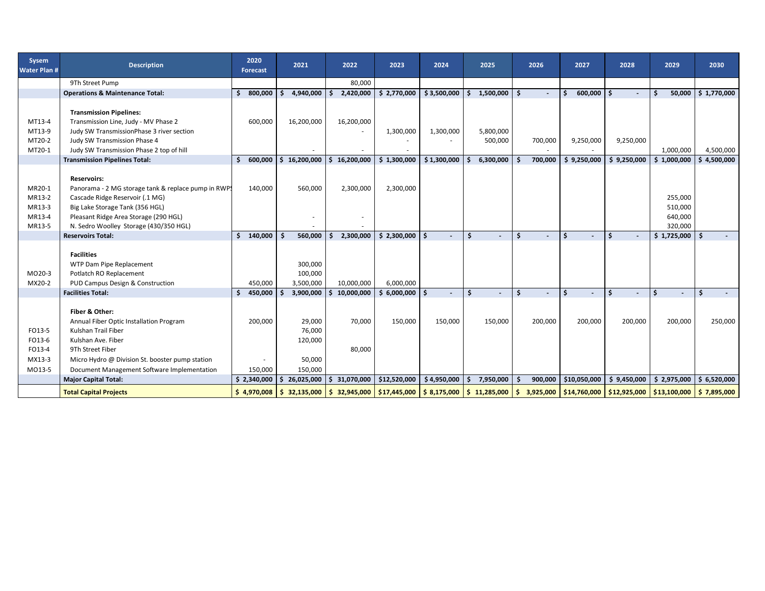| Sysem Water Plan # | Description | 2020 Forecast | 2021 | 2022 | 2023 | 2024 | 2025 | 2026 | 2027 | 2028 | 2029 | 2030 |
|---|---|---|---|---|---|---|---|---|---|---|---|---|
| | 9Th Street Pump | | | 80,000 | | | | | | | | |
| | **Operations & Maintenance Total:** | $ 800,000 | $ 4,940,000 | $ 2,420,000 | $ 2,770,000 | $ 3,500,000 | $ 1,500,000 | $ - | $ 600,000 | $ - | $ 50,000 | $ 1,770,000 |
| | **Transmission Pipelines:** | | | | | | | | | | | |
| MT13-4 | Transmission Line, Judy - MV Phase 2 | 600,000 | 16,200,000 | 16,200,000 | | | | | | | | |
| MT13-9 | Judy SW TransmissionPhase 3 river section | | | - | 1,300,000 | 1,300,000 | 5,800,000 | | | | | |
| MT20-2 | Judy SW Transmission Phase 4 | | | | - | - | 500,000 | 700,000 | 9,250,000 | 9,250,000 | | |
| MT20-1 | Judy SW Transmission Phase 2 top of hill | | - | - | - | | | - | - | | 1,000,000 | 4,500,000 |
| | **Transmission Pipelines Total:** | $ 600,000 | $ 16,200,000 | $ 16,200,000 | $ 1,300,000 | $ 1,300,000 | $ 6,300,000 | $ 700,000 | $ 9,250,000 | $ 9,250,000 | $ 1,000,000 | $ 4,500,000 |
| | **Reservoirs:** | | | | | | | | | | | |
| MR20-1 | Panorama - 2 MG storage tank & replace pump in RWPS | 140,000 | 560,000 | 2,300,000 | 2,300,000 | | | | | | | |
| MR13-2 | Cascade Ridge Reservoir (.1 MG) | | | | | | | | | | 255,000 | |
| MR13-3 | Big Lake Storage Tank (356 HGL) | | | | | | | | | | 510,000 | |
| MR13-4 | Pleasant Ridge Area Storage (290 HGL) | | - | - | | | | | | | 640,000 | |
| MR13-5 | N. Sedro Woolley Storage (430/350 HGL) | | - | - | | | | | | | 320,000 | |
| | **Reservoirs Total:** | $ 140,000 | $ 560,000 | $ 2,300,000 | $ 2,300,000 | $ - | $ - | $ - | $ - | $ - | $ 1,725,000 | $ - |
| | **Facilities** | | | | | | | | | | | |
| | WTP Dam Pipe Replacement | | 300,000 | | | | | | | | | |
| MO20-3 | Potlatch RO Replacement | | 100,000 | | | | | | | | | |
| MX20-2 | PUD Campus Design & Construction | 450,000 | 3,500,000 | 10,000,000 | 6,000,000 | | | | | | | |
| | **Facilities Total:** | $ 450,000 | $ 3,900,000 | $ 10,000,000 | $ 6,000,000 | $ - | $ - | $ - | $ - | $ - | $ - | $ - |
| | **Fiber & Other:** | | | | | | | | | | | |
| | Annual Fiber Optic Installation Program | 200,000 | 29,000 | 70,000 | 150,000 | 150,000 | 150,000 | 200,000 | 200,000 | 200,000 | 200,000 | 250,000 |
| FO13-5 | Kulshan Trail Fiber | | 76,000 | | | | | | | | | |
| FO13-6 | Kulshan Ave. Fiber | | 120,000 | | | | | | | | | |
| FO13-4 | 9Th Street Fiber | | | 80,000 | | | | | | | | |
| MX13-3 | Micro Hydro @ Division St. booster pump station | - | 50,000 | | | | | | | | | |
| MO13-5 | Document Management Software Implementation | 150,000 | 150,000 | | | | | | | | | |
| | **Major Capital Total:** | $ 2,340,000 | $ 26,025,000 | $ 31,070,000 | $12,520,000 | $ 4,950,000 | $ 7,950,000 | $ 900,000 | $10,050,000 | $ 9,450,000 | $ 2,975,000 | $ 6,520,000 |
| | **Total Capital Projects** | $ 4,970,008 | $ 32,135,000 | $ 32,945,000 | $17,445,000 | $ 8,175,000 | $ 11,285,000 | $ 3,925,000 | $14,760,000 | $12,925,000 | $13,100,000 | $ 7,895,000 |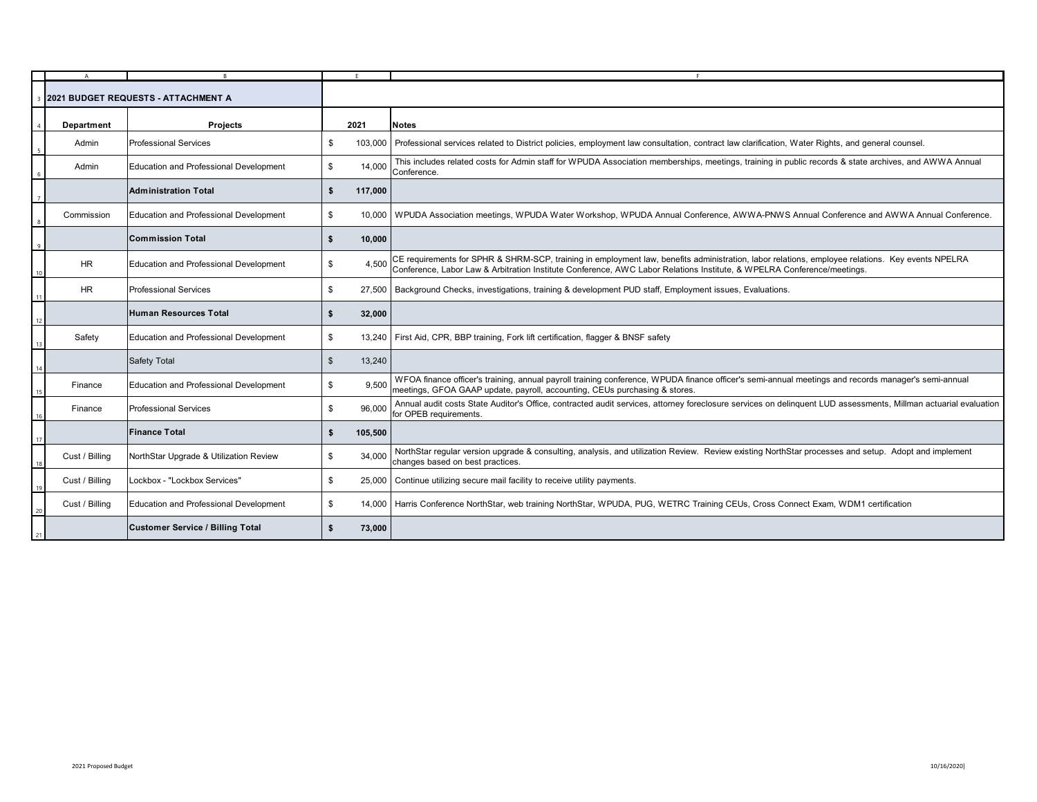# 2021 BUDGET REQUESTS - ATTACHMENT A

| Department | Projects | 2021 | Notes |
|---|---|---|---|
| Admin | Professional Services | $ 103,000 | Professional services related to District policies, employment law consultation, contract law clarification, Water Rights, and general counsel. |
| Admin | Education and Professional Development | $ 14,000 | This includes related costs for Admin staff for WPUDA Association memberships, meetings, training in public records & state archives, and AWWA Annual Conference. |
| | **Administration Total** | **$ 117,000** | |
| Commission | Education and Professional Development | $ 10,000 | WPUDA Association meetings, WPUDA Water Workshop, WPUDA Annual Conference, AWWA-PNWS Annual Conference and AWWA Annual Conference. |
| | **Commission Total** | **$ 10,000** | |
| HR | Education and Professional Development | $ 4,500 | CE requirements for SPHR & SHRM-SCP, training in employment law, benefits administration, labor relations, employee relations. Key events NPELRA Conference, Labor Law & Arbitration Institute Conference, AWC Labor Relations Institute, & WPELRA Conference/meetings. |
| HR | Professional Services | $ 27,500 | Background Checks, investigations, training & development PUD staff, Employment issues, Evaluations. |
| | **Human Resources Total** | **$ 32,000** | |
| Safety | Education and Professional Development | $ 13,240 | First Aid, CPR, BBP training, Fork lift certification, flagger & BNSF safety |
| | Safety Total | $ 13,240 | |
| Finance | Education and Professional Development | $ 9,500 | WFOA finance officer's training, annual payroll training conference, WPUDA finance officer's semi-annual meetings and records manager's semi-annual meetings, GFOA GAAP update, payroll, accounting, CEUs purchasing & stores. |
| Finance | Professional Services | $ 96,000 | Annual audit costs State Auditor's Office, contracted audit services, attorney foreclosure services on delinquent LUD assessments, Millman actuarial evaluation for OPEB requirements. |
| | **Finance Total** | **$ 105,500** | |
| Cust / Billing | NorthStar Upgrade & Utilization Review | $ 34,000 | NorthStar regular version upgrade & consulting, analysis, and utilization Review. Review existing NorthStar processes and setup. Adopt and implement changes based on best practices. |
| Cust / Billing | Lockbox - "Lockbox Services" | $ 25,000 | Continue utilizing secure mail facility to receive utility payments. |
| Cust / Billing | Education and Professional Development | $ 14,000 | Harris Conference NorthStar, web training NorthStar, WPUDA, PUG, WETRC Training CEUs, Cross Connect Exam, WDM1 certification |
| | **Customer Service / Billing Total** | **$ 73,000** | |

2021 Proposed Budget

10/16/2020]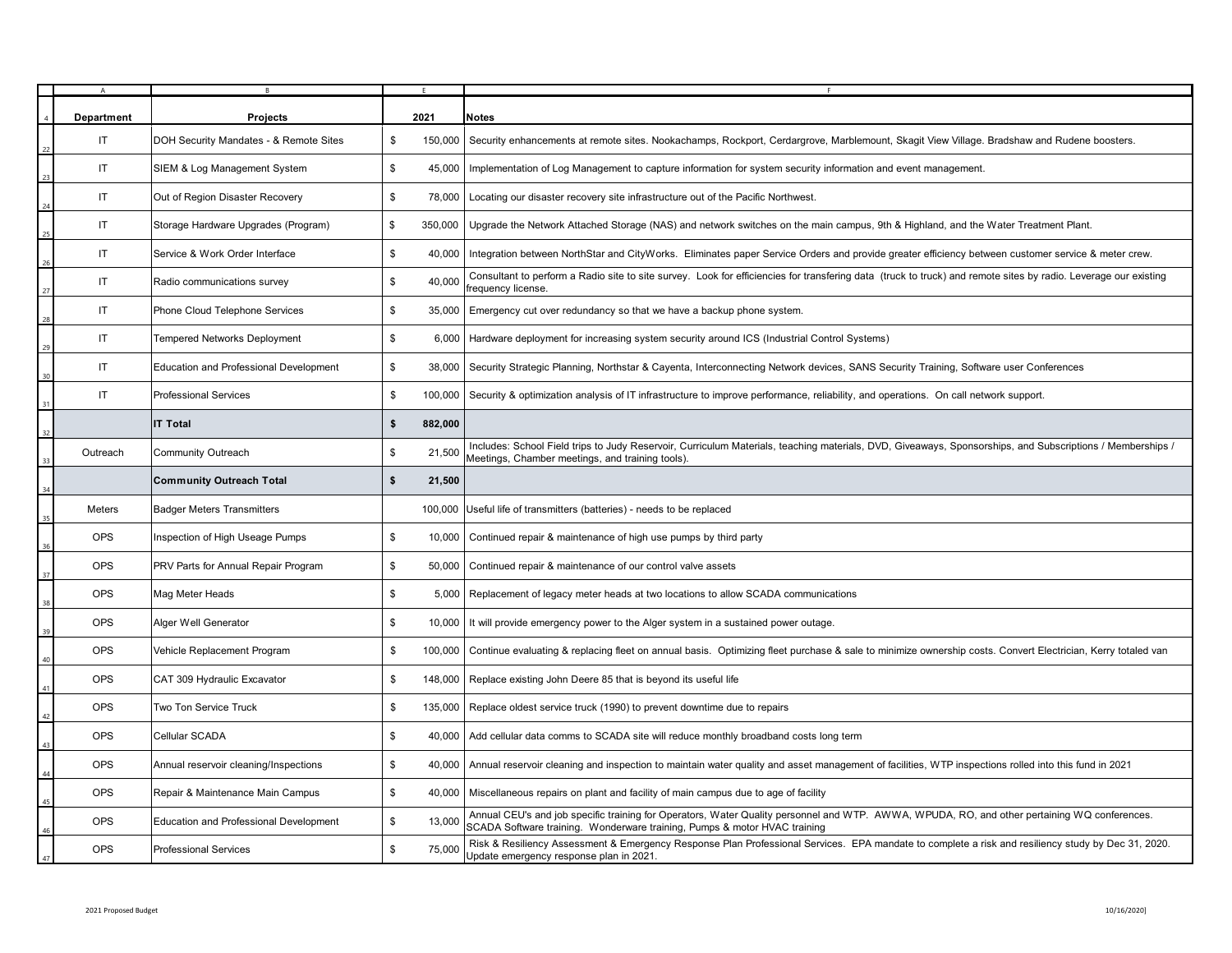| Department | Projects | 2021 | Notes |
|---|---|---|---|
| IT | DOH Security Mandates - & Remote Sites | $ 150,000 | Security enhancements at remote sites. Nookachamps, Rockport, Cerdargrove, Marblemount, Skagit View Village. Bradshaw and Rudene boosters. |
| IT | SIEM & Log Management System | $ 45,000 | Implementation of Log Management to capture information for system security information and event management. |
| IT | Out of Region Disaster Recovery | $ 78,000 | Locating our disaster recovery site infrastructure out of the Pacific Northwest. |
| IT | Storage Hardware Upgrades (Program) | $ 350,000 | Upgrade the Network Attached Storage (NAS) and network switches on the main campus, 9th & Highland, and the Water Treatment Plant. |
| IT | Service & Work Order Interface | $ 40,000 | Integration between NorthStar and CityWorks. Eliminates paper Service Orders and provide greater efficiency between customer service & meter crew. |
| IT | Radio communications survey | $ 40,000 | Consultant to perform a Radio site to site survey. Look for efficiencies for transfering data (truck to truck) and remote sites by radio. Leverage our existing frequency license. |
| IT | Phone Cloud Telephone Services | $ 35,000 | Emergency cut over redundancy so that we have a backup phone system. |
| IT | Tempered Networks Deployment | $ 6,000 | Hardware deployment for increasing system security around ICS (Industrial Control Systems) |
| IT | Education and Professional Development | $ 38,000 | Security Strategic Planning, Northstar & Cayenta, Interconnecting Network devices, SANS Security Training, Software user Conferences |
| IT | Professional Services | $ 100,000 | Security & optimization analysis of IT infrastructure to improve performance, reliability, and operations. On call network support. |
| | **IT Total** | **$ 882,000** | |
| Outreach | Community Outreach | $ 21,500 | Includes: School Field trips to Judy Reservoir, Curriculum Materials, teaching materials, DVD, Giveaways, Sponsorships, and Subscriptions / Memberships / Meetings, Chamber meetings, and training tools). |
| | **Community Outreach Total** | **$ 21,500** | |
| Meters | Badger Meters Transmitters | 100,000 | Useful life of transmitters (batteries) - needs to be replaced |
| OPS | Inspection of High Useage Pumps | $ 10,000 | Continued repair & maintenance of high use pumps by third party |
| OPS | PRV Parts for Annual Repair Program | $ 50,000 | Continued repair & maintenance of our control valve assets |
| OPS | Mag Meter Heads | $ 5,000 | Replacement of legacy meter heads at two locations to allow SCADA communications |
| OPS | Alger Well Generator | $ 10,000 | It will provide emergency power to the Alger system in a sustained power outage. |
| OPS | Vehicle Replacement Program | $ 100,000 | Continue evaluating & replacing fleet on annual basis. Optimizing fleet purchase & sale to minimize ownership costs. Convert Electrician, Kerry totaled van |
| OPS | CAT 309 Hydraulic Excavator | $ 148,000 | Replace existing John Deere 85 that is beyond its useful life |
| OPS | Two Ton Service Truck | $ 135,000 | Replace oldest service truck (1990) to prevent downtime due to repairs |
| OPS | Cellular SCADA | $ 40,000 | Add cellular data comms to SCADA site will reduce monthly broadband costs long term |
| OPS | Annual reservoir cleaning/Inspections | $ 40,000 | Annual reservoir cleaning and inspection to maintain water quality and asset management of facilities, WTP inspections rolled into this fund in 2021 |
| OPS | Repair & Maintenance Main Campus | $ 40,000 | Miscellaneous repairs on plant and facility of main campus due to age of facility |
| OPS | Education and Professional Development | $ 13,000 | Annual CEU's and job specific training for Operators, Water Quality personnel and WTP. AWWA, WPUDA, RO, and other pertaining WQ conferences. SCADA Software training. Wonderware training, Pumps & motor HVAC training |
| OPS | Professional Services | $ 75,000 | Risk & Resiliency Assessment & Emergency Response Plan Professional Services. EPA mandate to complete a risk and resiliency study by Dec 31, 2020. Update emergency response plan in 2021. |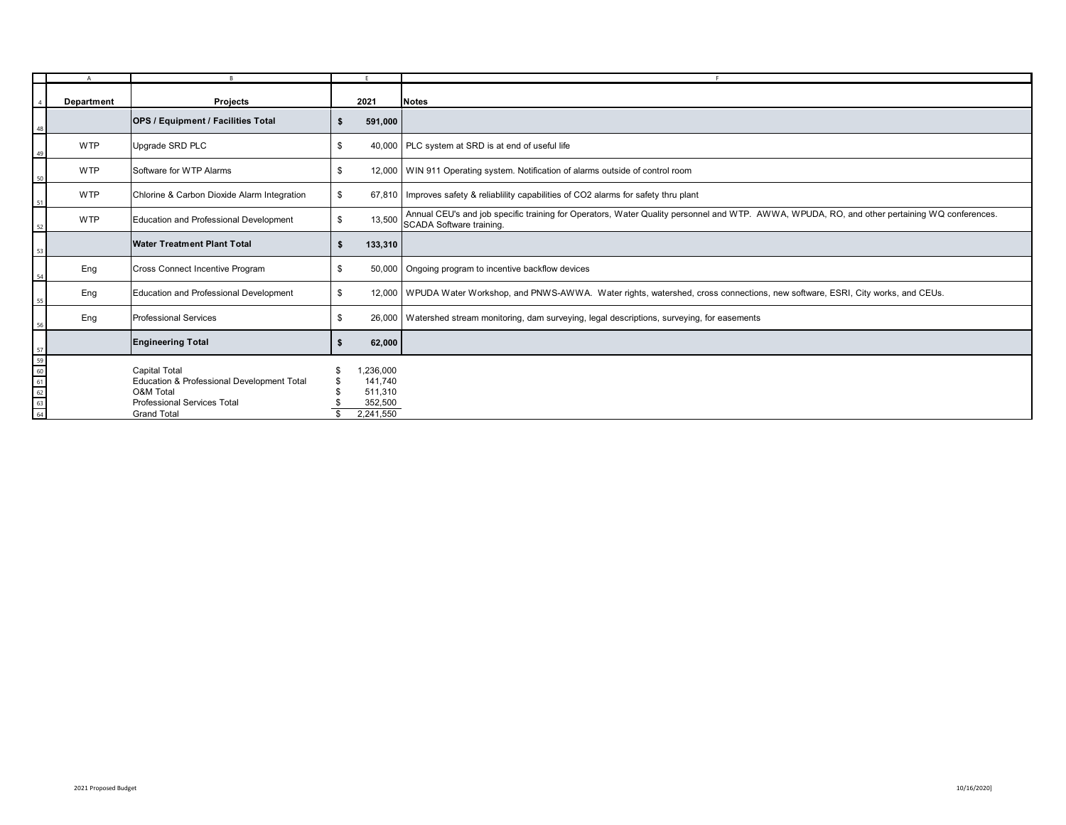| Department | Projects | 2021 | Notes |
|---|---|---|---|
| | **OPS / Equipment / Facilities Total** | **$ 591,000** | |
| WTP | Upgrade SRD PLC | $ 40,000 | PLC system at SRD is at end of useful life |
| WTP | Software for WTP Alarms | $ 12,000 | WIN 911 Operating system. Notification of alarms outside of control room |
| WTP | Chlorine & Carbon Dioxide Alarm Integration | $ 67,810 | Improves safety & reliablility capabilities of CO2 alarms for safety thru plant |
| WTP | Education and Professional Development | $ 13,500 | Annual CEU's and job specific training for Operators, Water Quality personnel and WTP. AWWA, WPUDA, RO, and other pertaining WQ conferences. SCADA Software training. |
| | **Water Treatment Plant Total** | **$ 133,310** | |
| Eng | Cross Connect Incentive Program | $ 50,000 | Ongoing program to incentive backflow devices |
| Eng | Education and Professional Development | $ 12,000 | WPUDA Water Workshop, and PNWS-AWWA. Water rights, watershed, cross connections, new software, ESRI, City works, and CEUs. |
| Eng | Professional Services | $ 26,000 | Watershed stream monitoring, dam surveying, legal descriptions, surveying, for easements |
| | **Engineering Total** | **$ 62,000** | |
| | Capital Total | $ 1,236,000 | |
| | Education & Professional Development Total | $ 141,740 | |
| | O&M Total | $ 511,310 | |
| | Professional Services Total | $ 352,500 | |
| | Grand Total | $ 2,241,550 | |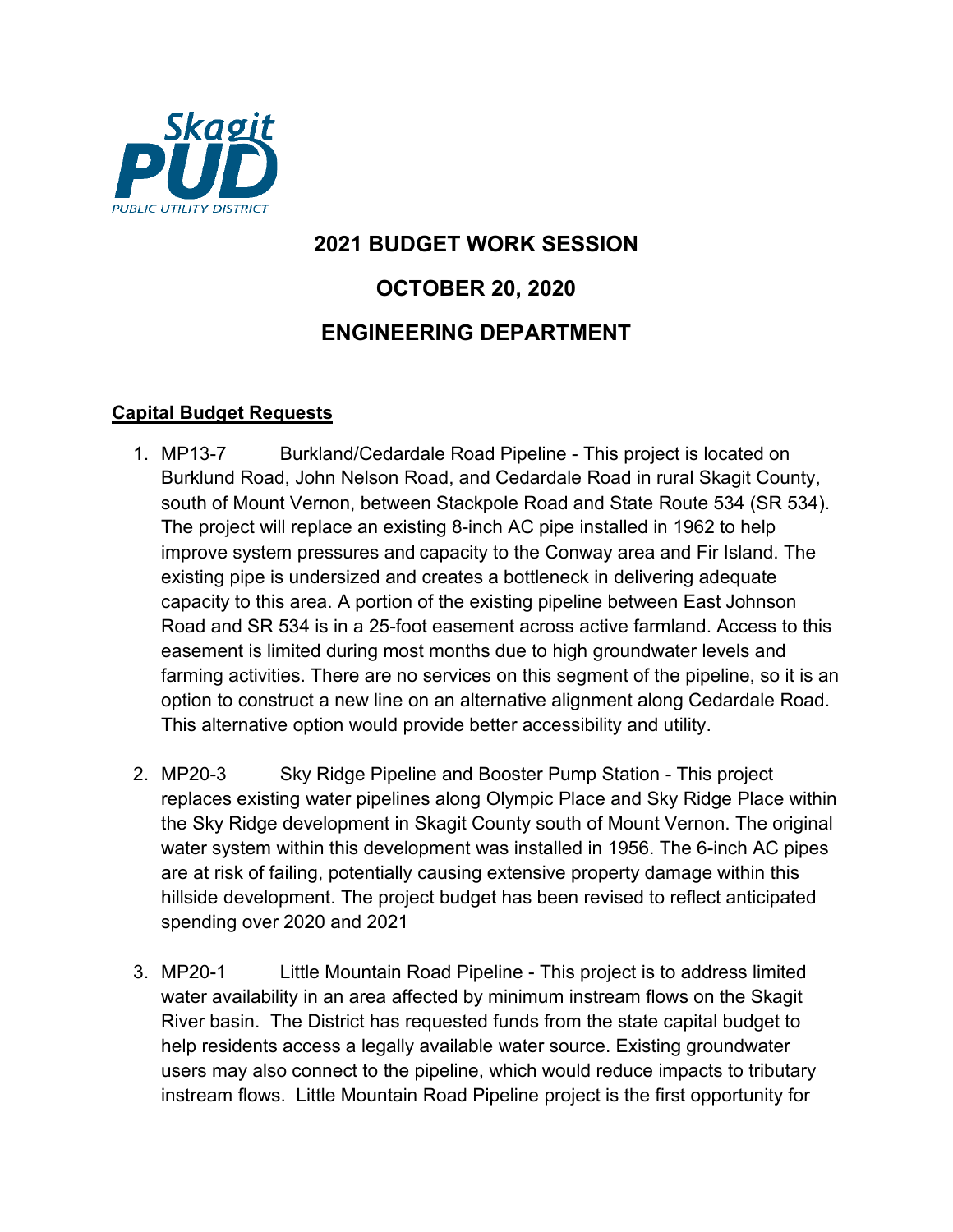# 2021 BUDGET WORK SESSION

# OCTOBER 20, 2020

# ENGINEERING DEPARTMENT

**Capital Budget Requests**

1. MP13-7 Burkland/Cedardale Road Pipeline - This project is located on Burklund Road, John Nelson Road, and Cedardale Road in rural Skagit County, south of Mount Vernon, between Stackpole Road and State Route 534 (SR 534). The project will replace an existing 8-inch AC pipe installed in 1962 to help improve system pressures and capacity to the Conway area and Fir Island. The existing pipe is undersized and creates a bottleneck in delivering adequate capacity to this area. A portion of the existing pipeline between East Johnson Road and SR 534 is in a 25-foot easement across active farmland. Access to this easement is limited during most months due to high groundwater levels and farming activities. There are no services on this segment of the pipeline, so it is an option to construct a new line on an alternative alignment along Cedardale Road. This alternative option would provide better accessibility and utility.

2. MP20-3 Sky Ridge Pipeline and Booster Pump Station - This project replaces existing water pipelines along Olympic Place and Sky Ridge Place within the Sky Ridge development in Skagit County south of Mount Vernon. The original water system within this development was installed in 1956. The 6-inch AC pipes are at risk of failing, potentially causing extensive property damage within this hillside development. The project budget has been revised to reflect anticipated spending over 2020 and 2021

3. MP20-1 Little Mountain Road Pipeline - This project is to address limited water availability in an area affected by minimum instream flows on the Skagit River basin. The District has requested funds from the state capital budget to help residents access a legally available water source. Existing groundwater users may also connect to the pipeline, which would reduce impacts to tributary instream flows. Little Mountain Road Pipeline project is the first opportunity for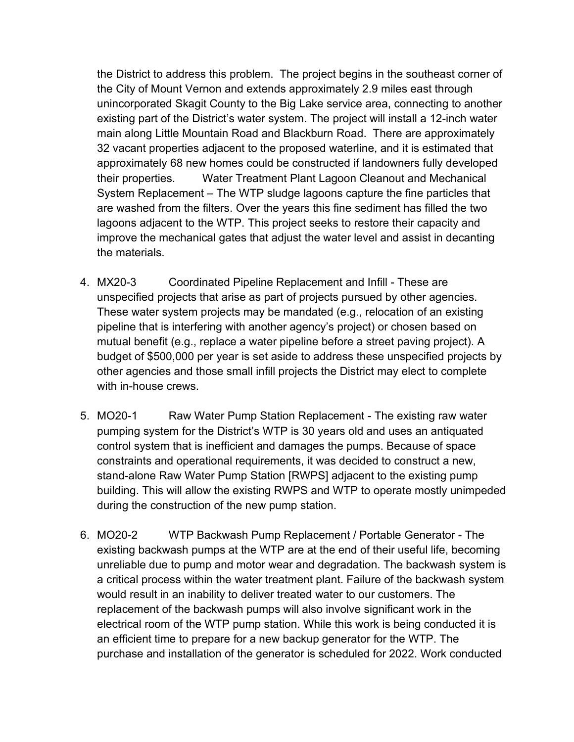the District to address this problem. The project begins in the southeast corner of the City of Mount Vernon and extends approximately 2.9 miles east through unincorporated Skagit County to the Big Lake service area, connecting to another existing part of the District's water system. The project will install a 12-inch water main along Little Mountain Road and Blackburn Road. There are approximately 32 vacant properties adjacent to the proposed waterline, and it is estimated that approximately 68 new homes could be constructed if landowners fully developed their properties. Water Treatment Plant Lagoon Cleanout and Mechanical System Replacement – The WTP sludge lagoons capture the fine particles that are washed from the filters. Over the years this fine sediment has filled the two lagoons adjacent to the WTP. This project seeks to restore their capacity and improve the mechanical gates that adjust the water level and assist in decanting the materials.

4. MX20-3 Coordinated Pipeline Replacement and Infill - These are unspecified projects that arise as part of projects pursued by other agencies. These water system projects may be mandated (e.g., relocation of an existing pipeline that is interfering with another agency's project) or chosen based on mutual benefit (e.g., replace a water pipeline before a street paving project). A budget of $500,000 per year is set aside to address these unspecified projects by other agencies and those small infill projects the District may elect to complete with in-house crews.

5. MO20-1 Raw Water Pump Station Replacement - The existing raw water pumping system for the District's WTP is 30 years old and uses an antiquated control system that is inefficient and damages the pumps. Because of space constraints and operational requirements, it was decided to construct a new, stand-alone Raw Water Pump Station [RWPS] adjacent to the existing pump building. This will allow the existing RWPS and WTP to operate mostly unimpeded during the construction of the new pump station.

6. MO20-2 WTP Backwash Pump Replacement / Portable Generator - The existing backwash pumps at the WTP are at the end of their useful life, becoming unreliable due to pump and motor wear and degradation. The backwash system is a critical process within the water treatment plant. Failure of the backwash system would result in an inability to deliver treated water to our customers. The replacement of the backwash pumps will also involve significant work in the electrical room of the WTP pump station. While this work is being conducted it is an efficient time to prepare for a new backup generator for the WTP. The purchase and installation of the generator is scheduled for 2022. Work conducted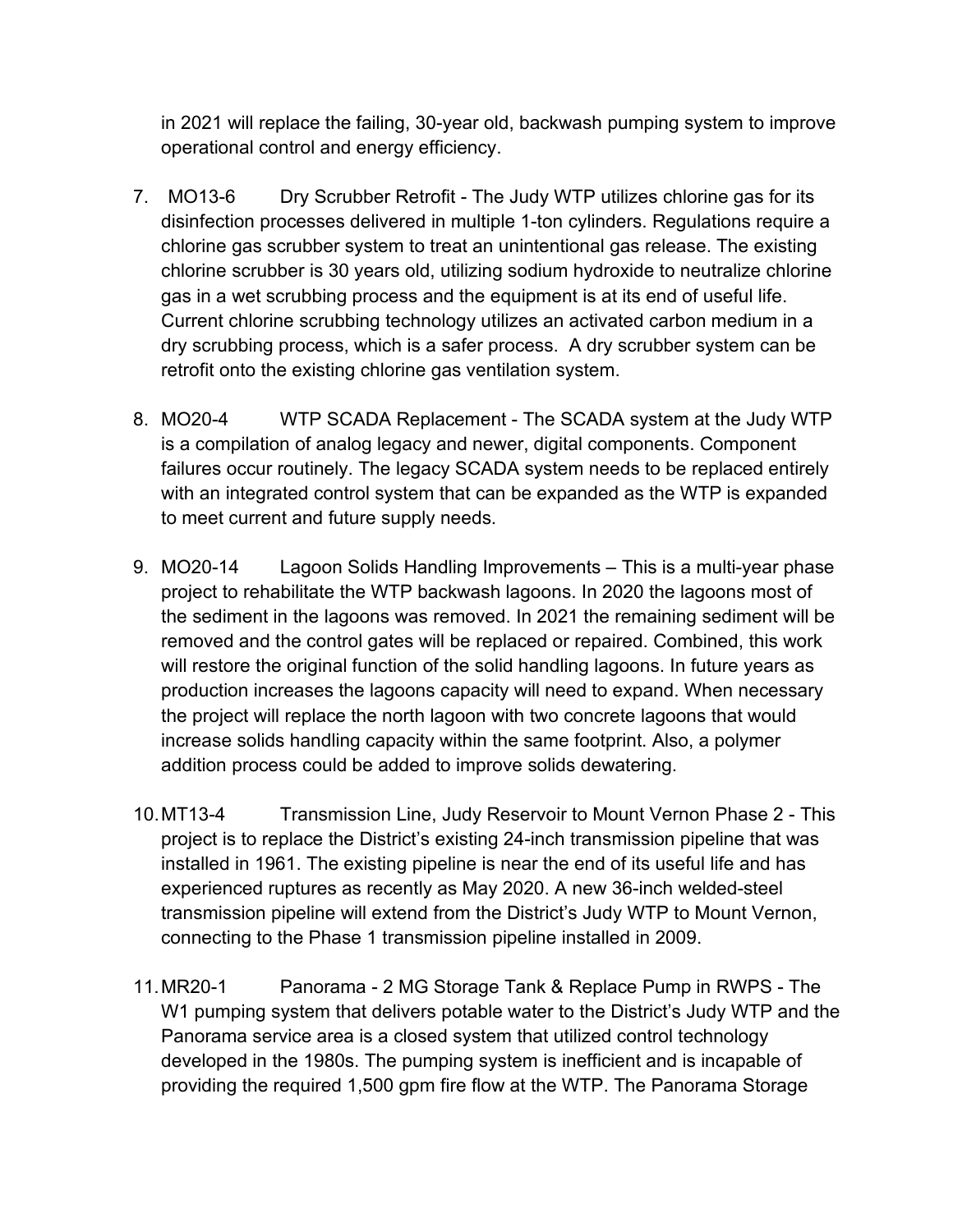in 2021 will replace the failing, 30-year old, backwash pumping system to improve operational control and energy efficiency.

7. MO13-6 Dry Scrubber Retrofit - The Judy WTP utilizes chlorine gas for its disinfection processes delivered in multiple 1-ton cylinders. Regulations require a chlorine gas scrubber system to treat an unintentional gas release. The existing chlorine scrubber is 30 years old, utilizing sodium hydroxide to neutralize chlorine gas in a wet scrubbing process and the equipment is at its end of useful life. Current chlorine scrubbing technology utilizes an activated carbon medium in a dry scrubbing process, which is a safer process. A dry scrubber system can be retrofit onto the existing chlorine gas ventilation system.

8. MO20-4 WTP SCADA Replacement - The SCADA system at the Judy WTP is a compilation of analog legacy and newer, digital components. Component failures occur routinely. The legacy SCADA system needs to be replaced entirely with an integrated control system that can be expanded as the WTP is expanded to meet current and future supply needs.

9. MO20-14 Lagoon Solids Handling Improvements – This is a multi-year phase project to rehabilitate the WTP backwash lagoons. In 2020 the lagoons most of the sediment in the lagoons was removed. In 2021 the remaining sediment will be removed and the control gates will be replaced or repaired. Combined, this work will restore the original function of the solid handling lagoons. In future years as production increases the lagoons capacity will need to expand. When necessary the project will replace the north lagoon with two concrete lagoons that would increase solids handling capacity within the same footprint. Also, a polymer addition process could be added to improve solids dewatering.

10. MT13-4 Transmission Line, Judy Reservoir to Mount Vernon Phase 2 - This project is to replace the District's existing 24-inch transmission pipeline that was installed in 1961. The existing pipeline is near the end of its useful life and has experienced ruptures as recently as May 2020. A new 36-inch welded-steel transmission pipeline will extend from the District's Judy WTP to Mount Vernon, connecting to the Phase 1 transmission pipeline installed in 2009.

11. MR20-1 Panorama - 2 MG Storage Tank & Replace Pump in RWPS - The W1 pumping system that delivers potable water to the District's Judy WTP and the Panorama service area is a closed system that utilized control technology developed in the 1980s. The pumping system is inefficient and is incapable of providing the required 1,500 gpm fire flow at the WTP. The Panorama Storage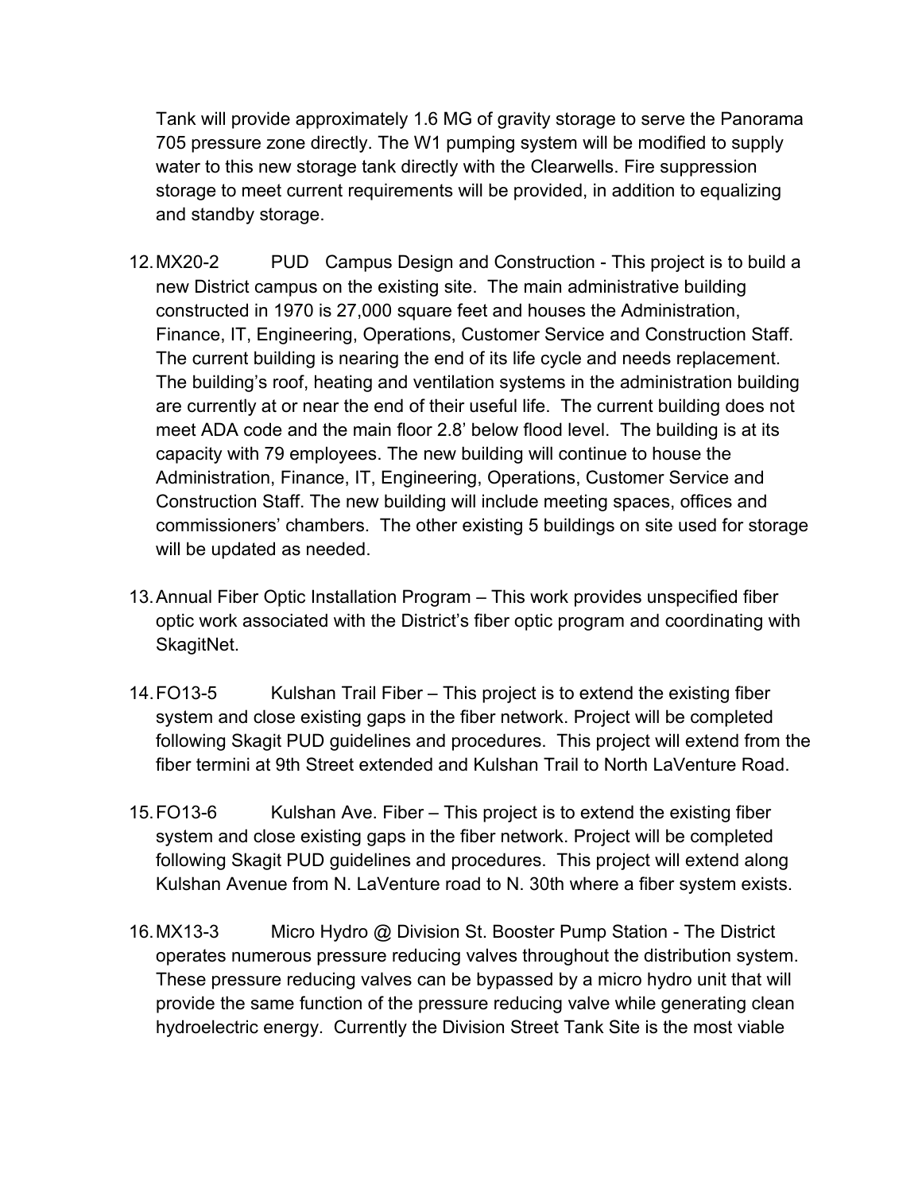Tank will provide approximately 1.6 MG of gravity storage to serve the Panorama 705 pressure zone directly. The W1 pumping system will be modified to supply water to this new storage tank directly with the Clearwells. Fire suppression storage to meet current requirements will be provided, in addition to equalizing and standby storage.

12. MX20-2 PUD Campus Design and Construction - This project is to build a new District campus on the existing site. The main administrative building constructed in 1970 is 27,000 square feet and houses the Administration, Finance, IT, Engineering, Operations, Customer Service and Construction Staff. The current building is nearing the end of its life cycle and needs replacement. The building's roof, heating and ventilation systems in the administration building are currently at or near the end of their useful life. The current building does not meet ADA code and the main floor 2.8' below flood level. The building is at its capacity with 79 employees. The new building will continue to house the Administration, Finance, IT, Engineering, Operations, Customer Service and Construction Staff. The new building will include meeting spaces, offices and commissioners' chambers. The other existing 5 buildings on site used for storage will be updated as needed.

13. Annual Fiber Optic Installation Program – This work provides unspecified fiber optic work associated with the District's fiber optic program and coordinating with SkagitNet.

14. FO13-5 Kulshan Trail Fiber – This project is to extend the existing fiber system and close existing gaps in the fiber network. Project will be completed following Skagit PUD guidelines and procedures. This project will extend from the fiber termini at 9th Street extended and Kulshan Trail to North LaVenture Road.

15. FO13-6 Kulshan Ave. Fiber – This project is to extend the existing fiber system and close existing gaps in the fiber network. Project will be completed following Skagit PUD guidelines and procedures. This project will extend along Kulshan Avenue from N. LaVenture road to N. 30th where a fiber system exists.

16. MX13-3 Micro Hydro @ Division St. Booster Pump Station - The District operates numerous pressure reducing valves throughout the distribution system. These pressure reducing valves can be bypassed by a micro hydro unit that will provide the same function of the pressure reducing valve while generating clean hydroelectric energy. Currently the Division Street Tank Site is the most viable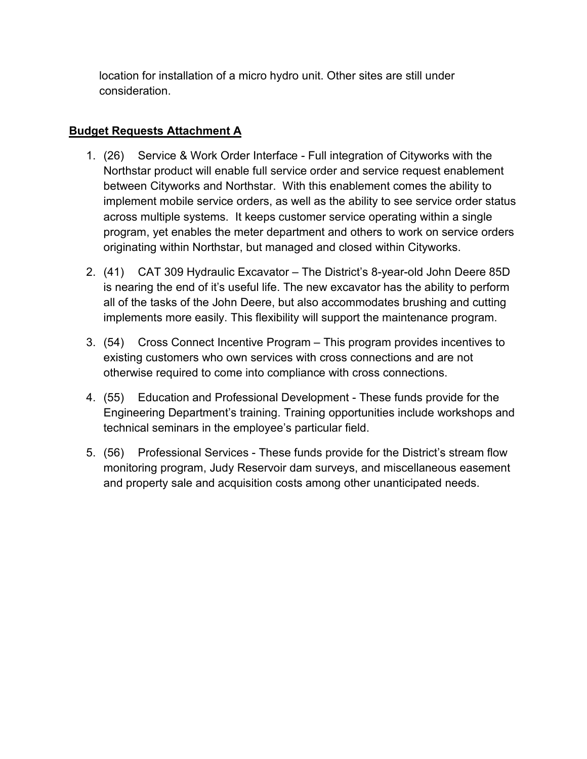location for installation of a micro hydro unit. Other sites are still under consideration.

**Budget Requests Attachment A**

1. (26) Service & Work Order Interface - Full integration of Cityworks with the Northstar product will enable full service order and service request enablement between Cityworks and Northstar. With this enablement comes the ability to implement mobile service orders, as well as the ability to see service order status across multiple systems. It keeps customer service operating within a single program, yet enables the meter department and others to work on service orders originating within Northstar, but managed and closed within Cityworks.

2. (41) CAT 309 Hydraulic Excavator – The District's 8-year-old John Deere 85D is nearing the end of it's useful life. The new excavator has the ability to perform all of the tasks of the John Deere, but also accommodates brushing and cutting implements more easily. This flexibility will support the maintenance program.

3. (54) Cross Connect Incentive Program – This program provides incentives to existing customers who own services with cross connections and are not otherwise required to come into compliance with cross connections.

4. (55) Education and Professional Development - These funds provide for the Engineering Department's training. Training opportunities include workshops and technical seminars in the employee's particular field.

5. (56) Professional Services - These funds provide for the District's stream flow monitoring program, Judy Reservoir dam surveys, and miscellaneous easement and property sale and acquisition costs among other unanticipated needs.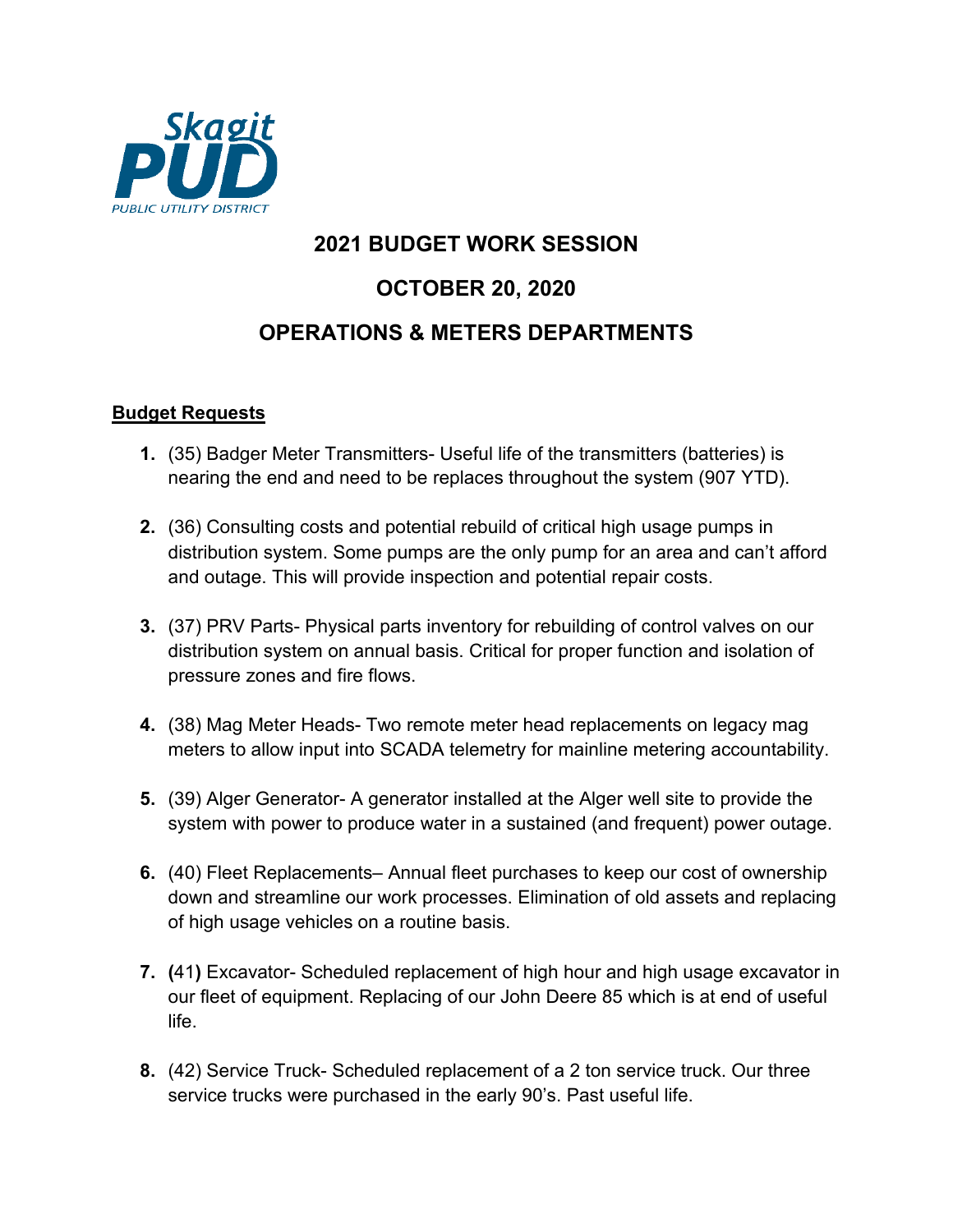Skagit PUD
PUBLIC UTILITY DISTRICT

## 2021 BUDGET WORK SESSION

## OCTOBER 20, 2020

## OPERATIONS & METERS DEPARTMENTS

**Budget Requests**

1. (35) Badger Meter Transmitters- Useful life of the transmitters (batteries) is nearing the end and need to be replaces throughout the system (907 YTD).

2. (36) Consulting costs and potential rebuild of critical high usage pumps in distribution system. Some pumps are the only pump for an area and can't afford and outage. This will provide inspection and potential repair costs.

3. (37) PRV Parts- Physical parts inventory for rebuilding of control valves on our distribution system on annual basis. Critical for proper function and isolation of pressure zones and fire flows.

4. (38) Mag Meter Heads- Two remote meter head replacements on legacy mag meters to allow input into SCADA telemetry for mainline metering accountability.

5. (39) Alger Generator- A generator installed at the Alger well site to provide the system with power to produce water in a sustained (and frequent) power outage.

6. (40) Fleet Replacements– Annual fleet purchases to keep our cost of ownership down and streamline our work processes. Elimination of old assets and replacing of high usage vehicles on a routine basis.

7. **(**41**)** Excavator- Scheduled replacement of high hour and high usage excavator in our fleet of equipment. Replacing of our John Deere 85 which is at end of useful life.

8. (42) Service Truck- Scheduled replacement of a 2 ton service truck. Our three service trucks were purchased in the early 90's. Past useful life.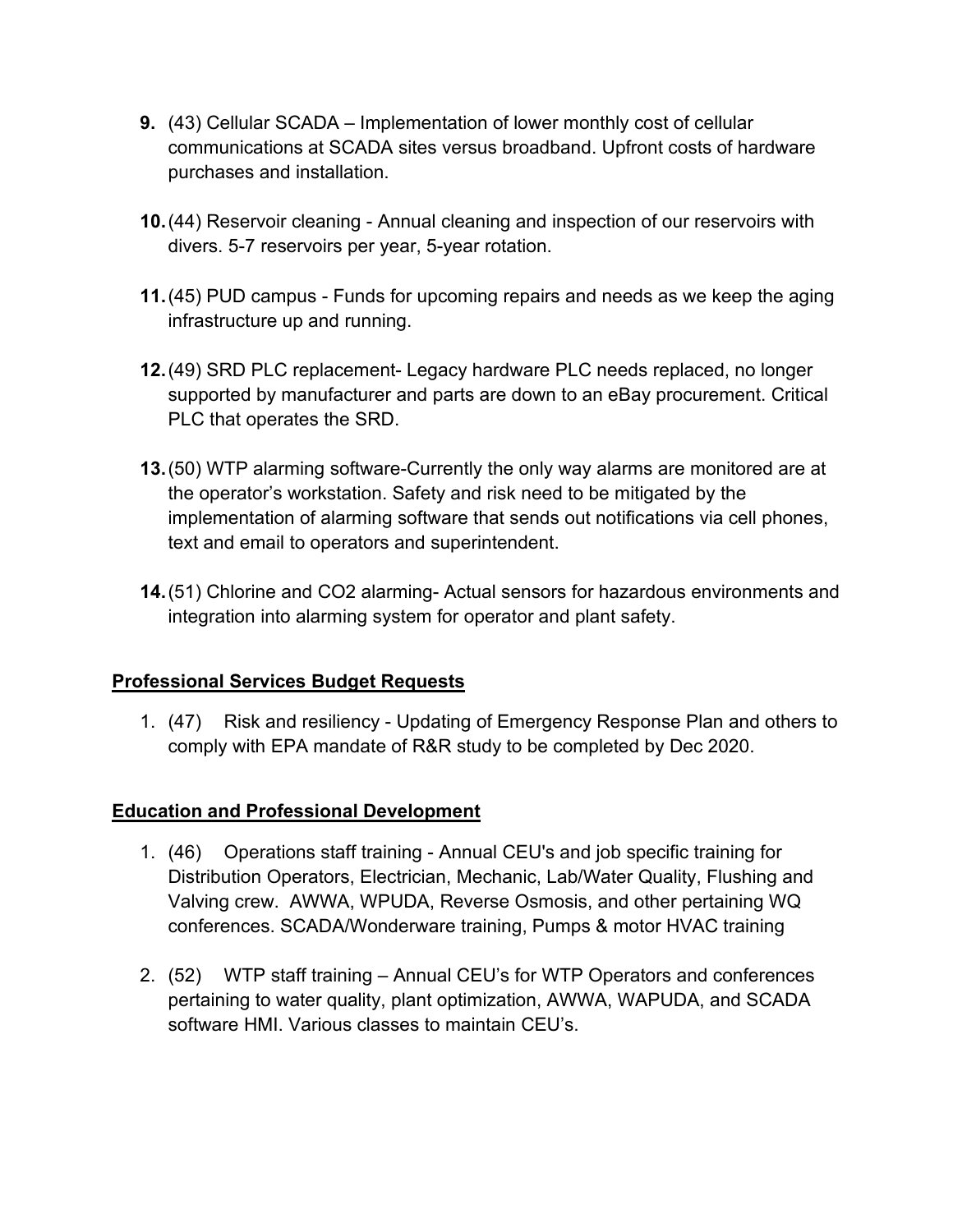9. (43) Cellular SCADA – Implementation of lower monthly cost of cellular communications at SCADA sites versus broadband. Upfront costs of hardware purchases and installation.

10. (44) Reservoir cleaning - Annual cleaning and inspection of our reservoirs with divers. 5-7 reservoirs per year, 5-year rotation.

11. (45) PUD campus - Funds for upcoming repairs and needs as we keep the aging infrastructure up and running.

12. (49) SRD PLC replacement- Legacy hardware PLC needs replaced, no longer supported by manufacturer and parts are down to an eBay procurement. Critical PLC that operates the SRD.

13. (50) WTP alarming software-Currently the only way alarms are monitored are at the operator's workstation. Safety and risk need to be mitigated by the implementation of alarming software that sends out notifications via cell phones, text and email to operators and superintendent.

14. (51) Chlorine and $CO_2$ alarming- Actual sensors for hazardous environments and integration into alarming system for operator and plant safety.

**<u>Professional Services Budget Requests</u>**

1. (47) Risk and resiliency - Updating of Emergency Response Plan and others to comply with EPA mandate of R&R study to be completed by Dec 2020.

**<u>Education and Professional Development</u>**

1. (46) Operations staff training - Annual CEU's and job specific training for Distribution Operators, Electrician, Mechanic, Lab/Water Quality, Flushing and Valving crew. AWWA, WPUDA, Reverse Osmosis, and other pertaining WQ conferences. SCADA/Wonderware training, Pumps & motor HVAC training

2. (52) WTP staff training – Annual CEU's for WTP Operators and conferences pertaining to water quality, plant optimization, AWWA, WAPUDA, and SCADA software HMI. Various classes to maintain CEU's.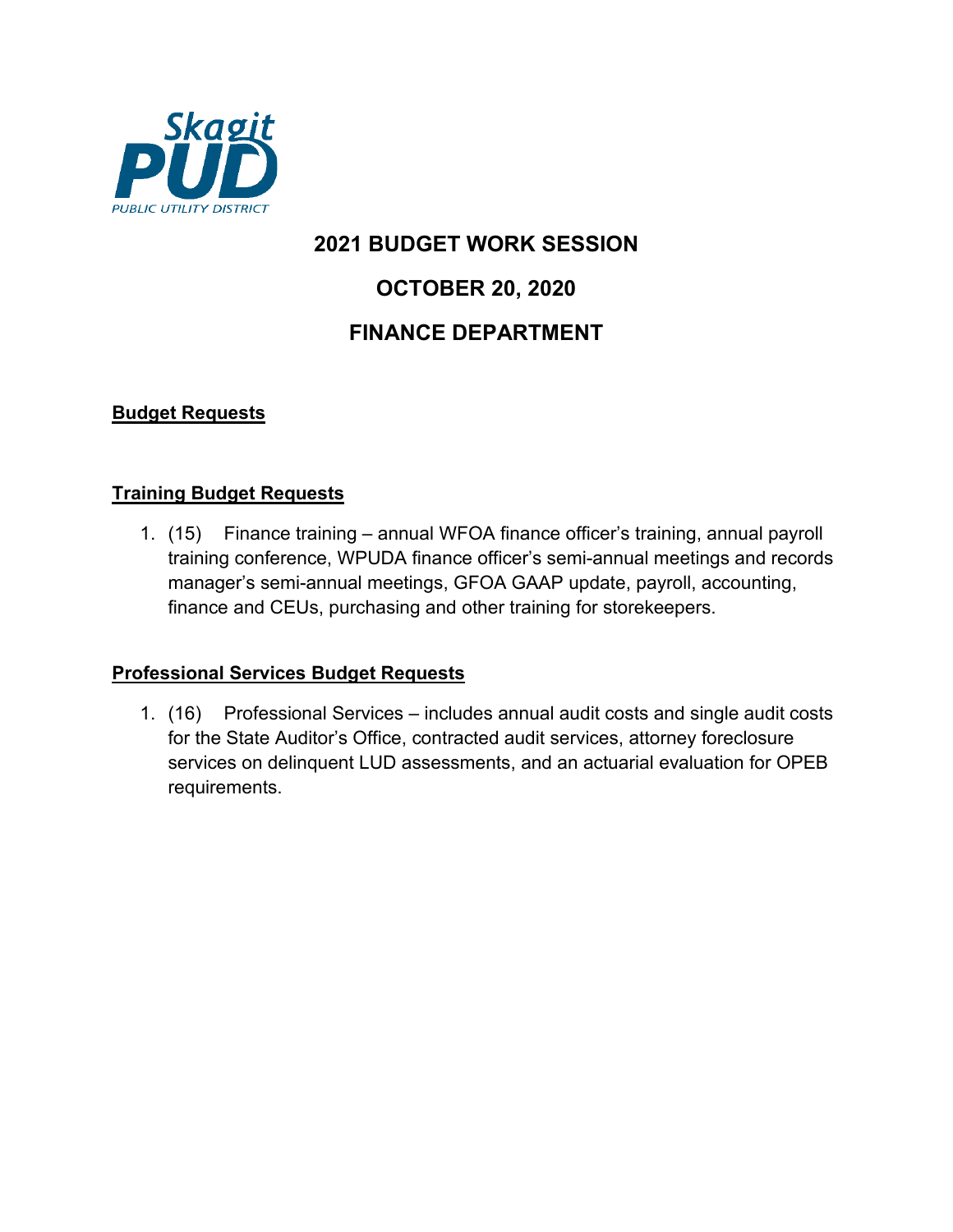# 2021 BUDGET WORK SESSION

# OCTOBER 20, 2020

# FINANCE DEPARTMENT

## Budget Requests

### Training Budget Requests

1. (15) Finance training – annual WFOA finance officer's training, annual payroll training conference, WPUDA finance officer's semi-annual meetings and records manager's semi-annual meetings, GFOA GAAP update, payroll, accounting, finance and CEUs, purchasing and other training for storekeepers.

### Professional Services Budget Requests

1. (16) Professional Services – includes annual audit costs and single audit costs for the State Auditor's Office, contracted audit services, attorney foreclosure services on delinquent LUD assessments, and an actuarial evaluation for OPEB requirements.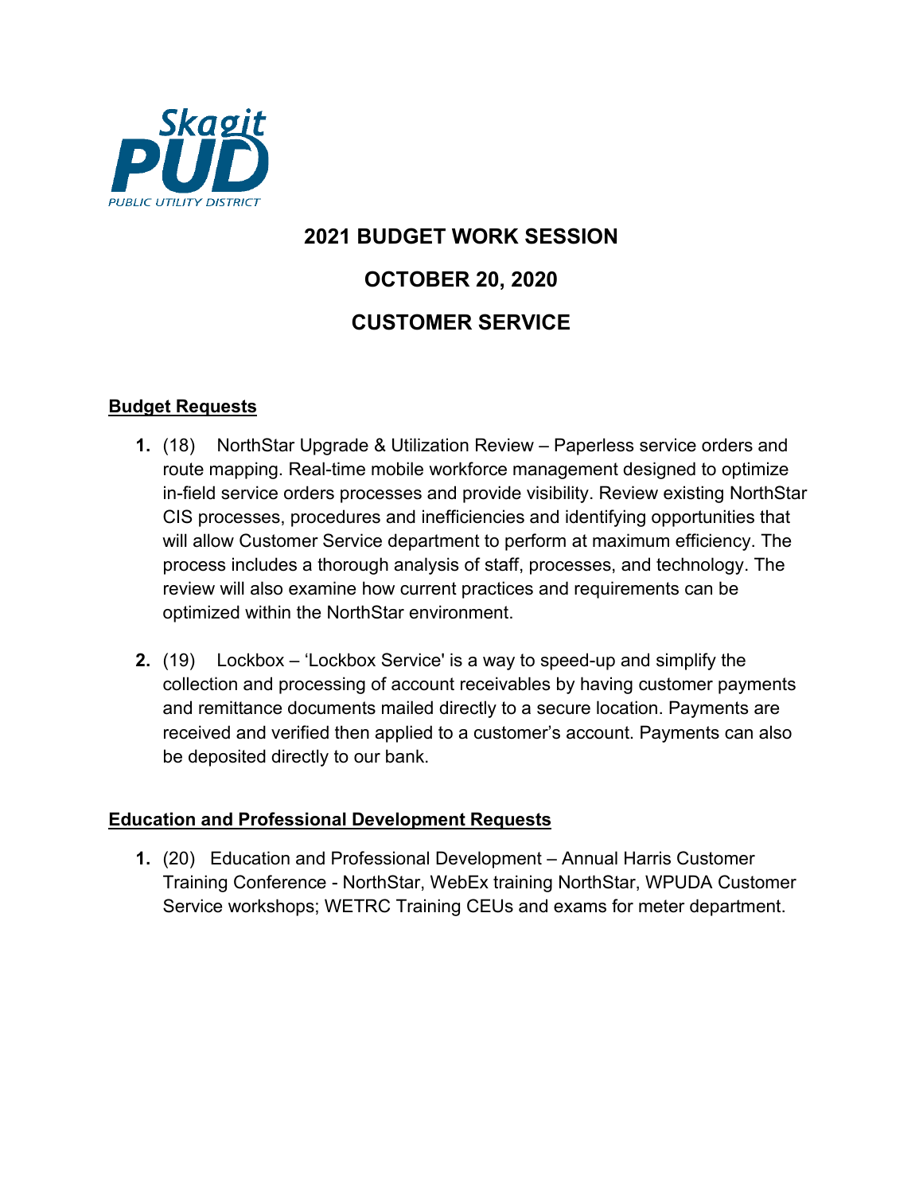Skagit PUD
PUBLIC UTILITY DISTRICT

# 2021 BUDGET WORK SESSION

## OCTOBER 20, 2020

## CUSTOMER SERVICE

**Budget Requests**

1. (18) NorthStar Upgrade & Utilization Review – Paperless service orders and route mapping. Real-time mobile workforce management designed to optimize in-field service orders processes and provide visibility. Review existing NorthStar CIS processes, procedures and inefficiencies and identifying opportunities that will allow Customer Service department to perform at maximum efficiency. The process includes a thorough analysis of staff, processes, and technology. The review will also examine how current practices and requirements can be optimized within the NorthStar environment.

2. (19) Lockbox – 'Lockbox Service' is a way to speed-up and simplify the collection and processing of account receivables by having customer payments and remittance documents mailed directly to a secure location. Payments are received and verified then applied to a customer's account. Payments can also be deposited directly to our bank.

**Education and Professional Development Requests**

1. (20) Education and Professional Development – Annual Harris Customer Training Conference - NorthStar, WebEx training NorthStar, WPUDA Customer Service workshops; WETRC Training CEUs and exams for meter department.